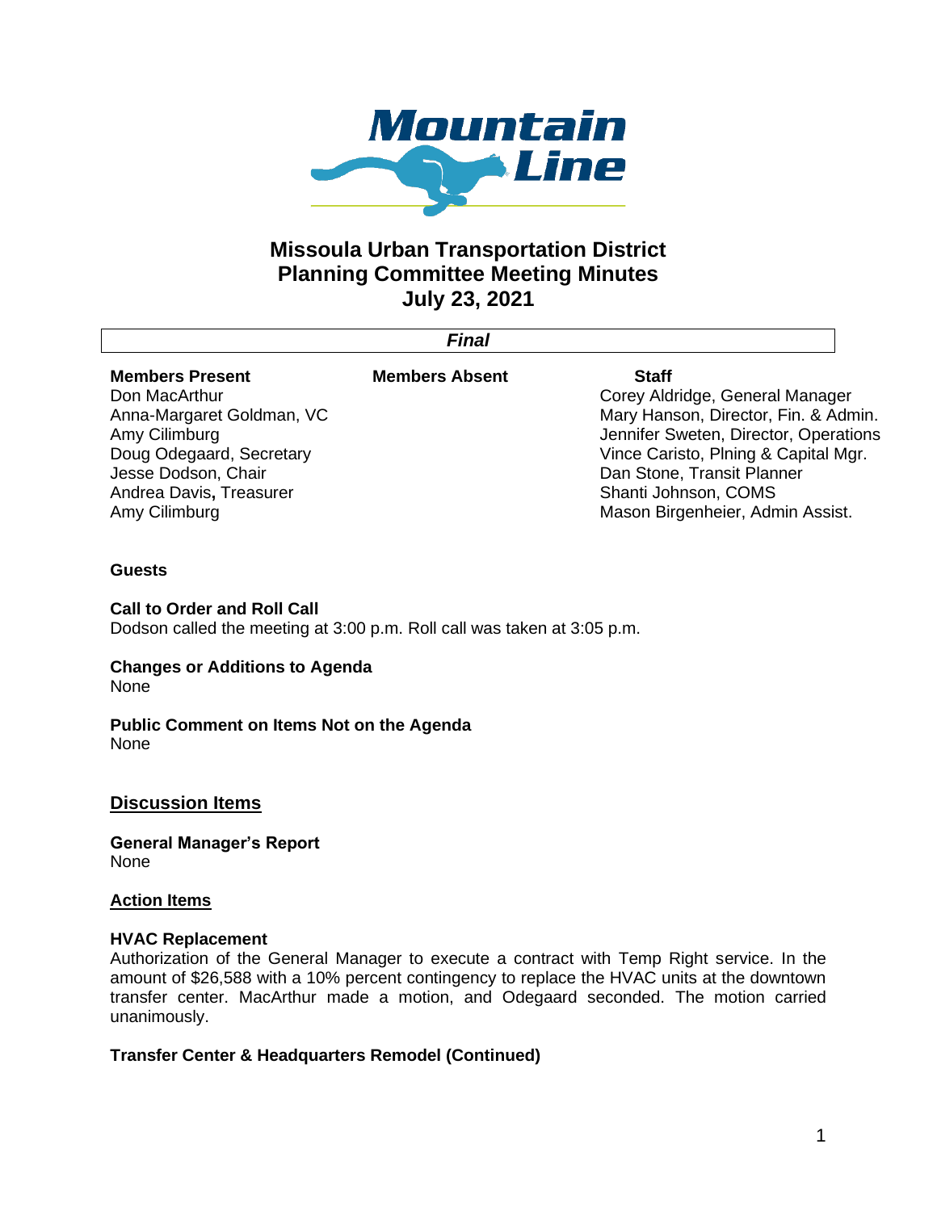# Missoula Urban Transportation District Planning Committee Meeting Minutes July 23, 2021

***Final***

| Members Present | Members Absent | Staff |
|---|---|---|
| Don MacArthur | | Corey Aldridge, General Manager |
| Anna-Margaret Goldman, VC | | Mary Hanson, Director, Fin. & Admin. |
| Amy Cilimburg | | Jennifer Sweten, Director, Operations |
| Doug Odegaard, Secretary | | Vince Caristo, Plning & Capital Mgr. |
| Jesse Dodson, Chair | | Dan Stone, Transit Planner |
| Andrea Davis**,** Treasurer | | Shanti Johnson, COMS |
| Amy Cilimburg | | Mason Birgenheier, Admin Assist. |

**Guests**

**Call to Order and Roll Call**
Dodson called the meeting at 3:00 p.m. Roll call was taken at 3:05 p.m.

**Changes or Additions to Agenda**
None

**Public Comment on Items Not on the Agenda**
None

## Discussion Items

**General Manager's Report**
None

## Action Items

**HVAC Replacement**
Authorization of the General Manager to execute a contract with Temp Right service. In the amount of $26,588 with a 10% percent contingency to replace the HVAC units at the downtown transfer center. MacArthur made a motion, and Odegaard seconded. The motion carried unanimously.

**Transfer Center & Headquarters Remodel (Continued)**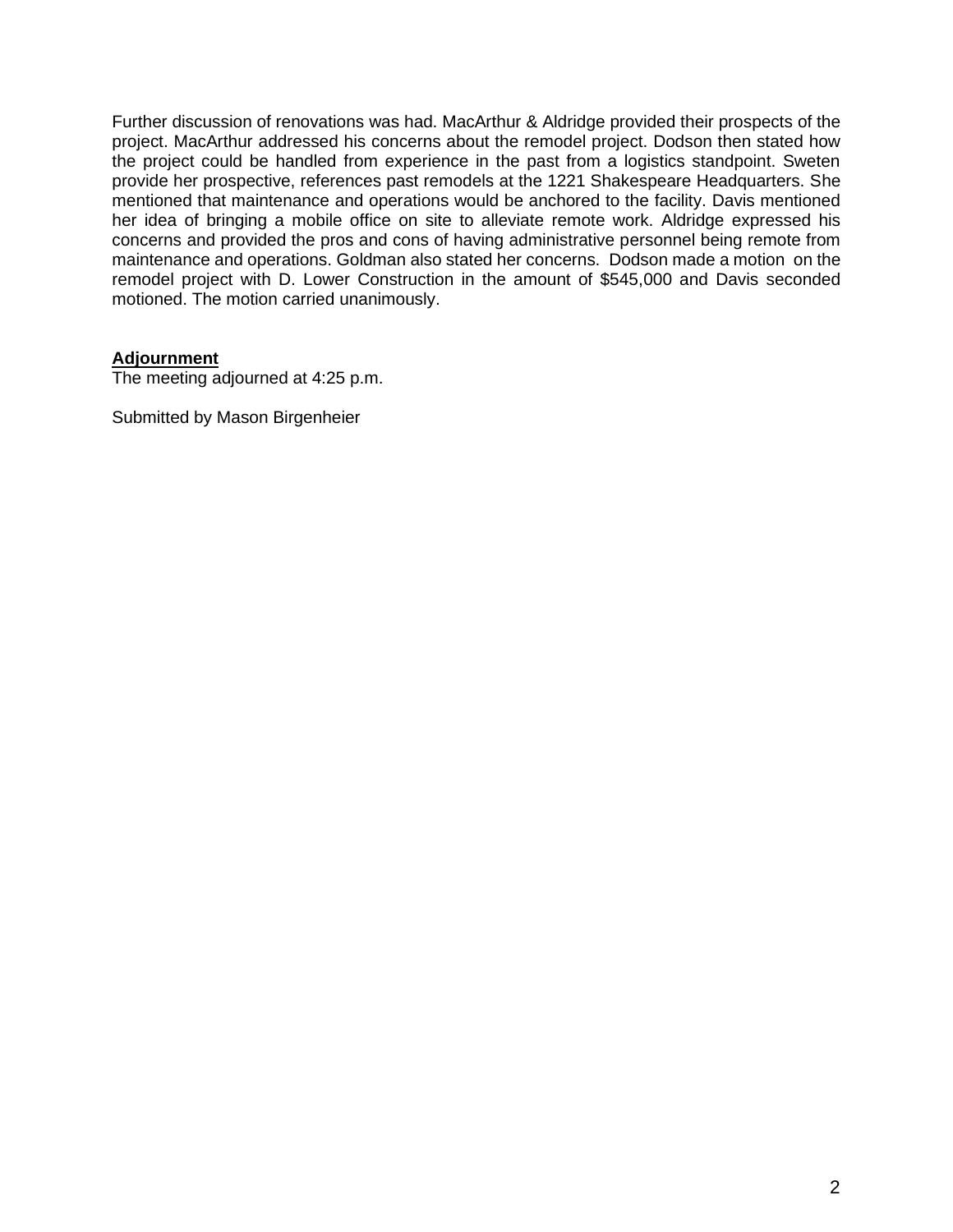Further discussion of renovations was had. MacArthur & Aldridge provided their prospects of the project. MacArthur addressed his concerns about the remodel project. Dodson then stated how the project could be handled from experience in the past from a logistics standpoint. Sweten provide her prospective, references past remodels at the 1221 Shakespeare Headquarters. She mentioned that maintenance and operations would be anchored to the facility. Davis mentioned her idea of bringing a mobile office on site to alleviate remote work. Aldridge expressed his concerns and provided the pros and cons of having administrative personnel being remote from maintenance and operations. Goldman also stated her concerns. Dodson made a motion on the remodel project with D. Lower Construction in the amount of $545,000 and Davis seconded motioned. The motion carried unanimously.

**Adjournment**

The meeting adjourned at 4:25 p.m.

Submitted by Mason Birgenheier